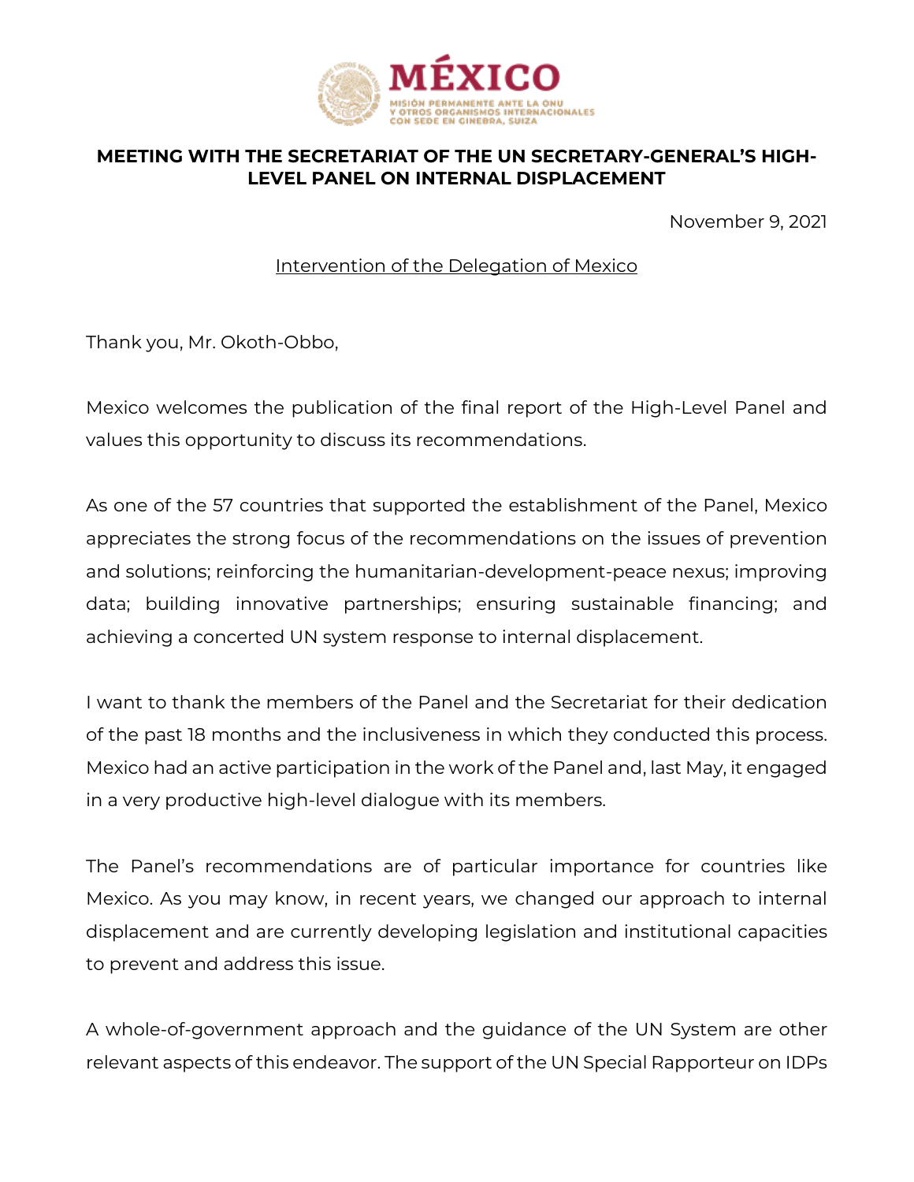MÉXICO

MISIÓN PERMANENTE ANTE LA ONU
Y OTROS ORGANISMOS INTERNACIONALES
CON SEDE EN GINEBRA, SUIZA

**MEETING WITH THE SECRETARIAT OF THE UN SECRETARY-GENERAL'S HIGH-LEVEL PANEL ON INTERNAL DISPLACEMENT**

November 9, 2021

Intervention of the Delegation of Mexico

Thank you, Mr. Okoth-Obbo,

Mexico welcomes the publication of the final report of the High-Level Panel and values this opportunity to discuss its recommendations.

As one of the 57 countries that supported the establishment of the Panel, Mexico appreciates the strong focus of the recommendations on the issues of prevention and solutions; reinforcing the humanitarian-development-peace nexus; improving data; building innovative partnerships; ensuring sustainable financing; and achieving a concerted UN system response to internal displacement.

I want to thank the members of the Panel and the Secretariat for their dedication of the past 18 months and the inclusiveness in which they conducted this process. Mexico had an active participation in the work of the Panel and, last May, it engaged in a very productive high-level dialogue with its members.

The Panel's recommendations are of particular importance for countries like Mexico. As you may know, in recent years, we changed our approach to internal displacement and are currently developing legislation and institutional capacities to prevent and address this issue.

A whole-of-government approach and the guidance of the UN System are other relevant aspects of this endeavor. The support of the UN Special Rapporteur on IDPs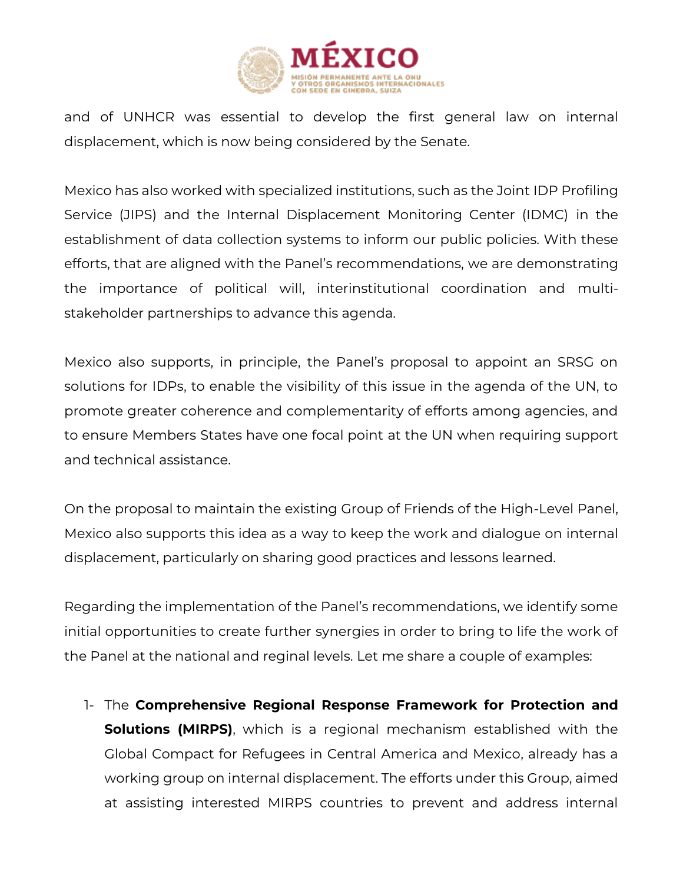and of UNHCR was essential to develop the first general law on internal displacement, which is now being considered by the Senate.

Mexico has also worked with specialized institutions, such as the Joint IDP Profiling Service (JIPS) and the Internal Displacement Monitoring Center (IDMC) in the establishment of data collection systems to inform our public policies. With these efforts, that are aligned with the Panel's recommendations, we are demonstrating the importance of political will, interinstitutional coordination and multi-stakeholder partnerships to advance this agenda.

Mexico also supports, in principle, the Panel's proposal to appoint an SRSG on solutions for IDPs, to enable the visibility of this issue in the agenda of the UN, to promote greater coherence and complementarity of efforts among agencies, and to ensure Members States have one focal point at the UN when requiring support and technical assistance.

On the proposal to maintain the existing Group of Friends of the High-Level Panel, Mexico also supports this idea as a way to keep the work and dialogue on internal displacement, particularly on sharing good practices and lessons learned.

Regarding the implementation of the Panel's recommendations, we identify some initial opportunities to create further synergies in order to bring to life the work of the Panel at the national and reginal levels. Let me share a couple of examples:

1- The **Comprehensive Regional Response Framework for Protection and Solutions (MIRPS)**, which is a regional mechanism established with the Global Compact for Refugees in Central America and Mexico, already has a working group on internal displacement. The efforts under this Group, aimed at assisting interested MIRPS countries to prevent and address internal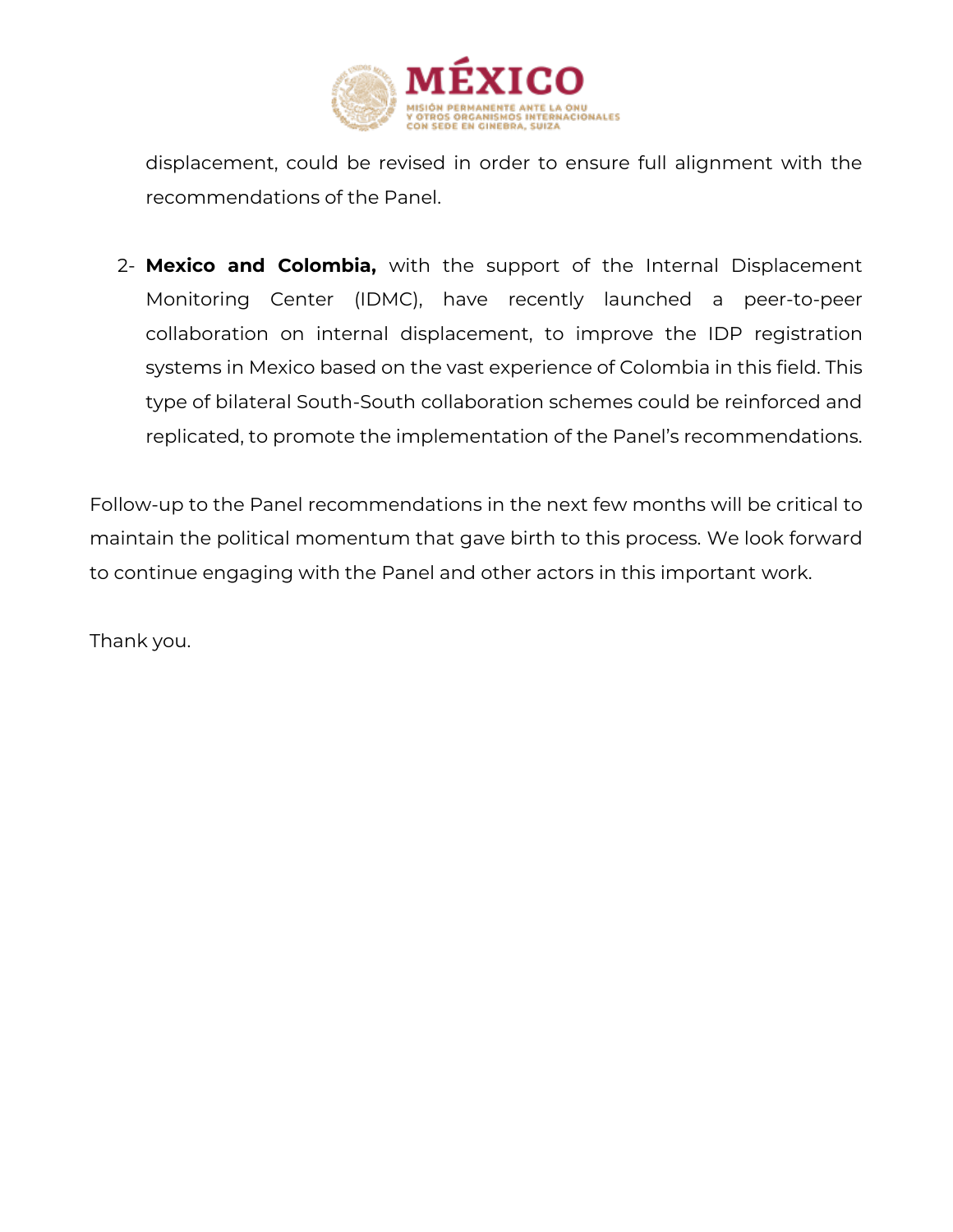displacement, could be revised in order to ensure full alignment with the recommendations of the Panel.

2- **Mexico and Colombia,** with the support of the Internal Displacement Monitoring Center (IDMC), have recently launched a peer-to-peer collaboration on internal displacement, to improve the IDP registration systems in Mexico based on the vast experience of Colombia in this field. This type of bilateral South-South collaboration schemes could be reinforced and replicated, to promote the implementation of the Panel's recommendations.

Follow-up to the Panel recommendations in the next few months will be critical to maintain the political momentum that gave birth to this process. We look forward to continue engaging with the Panel and other actors in this important work.

Thank you.